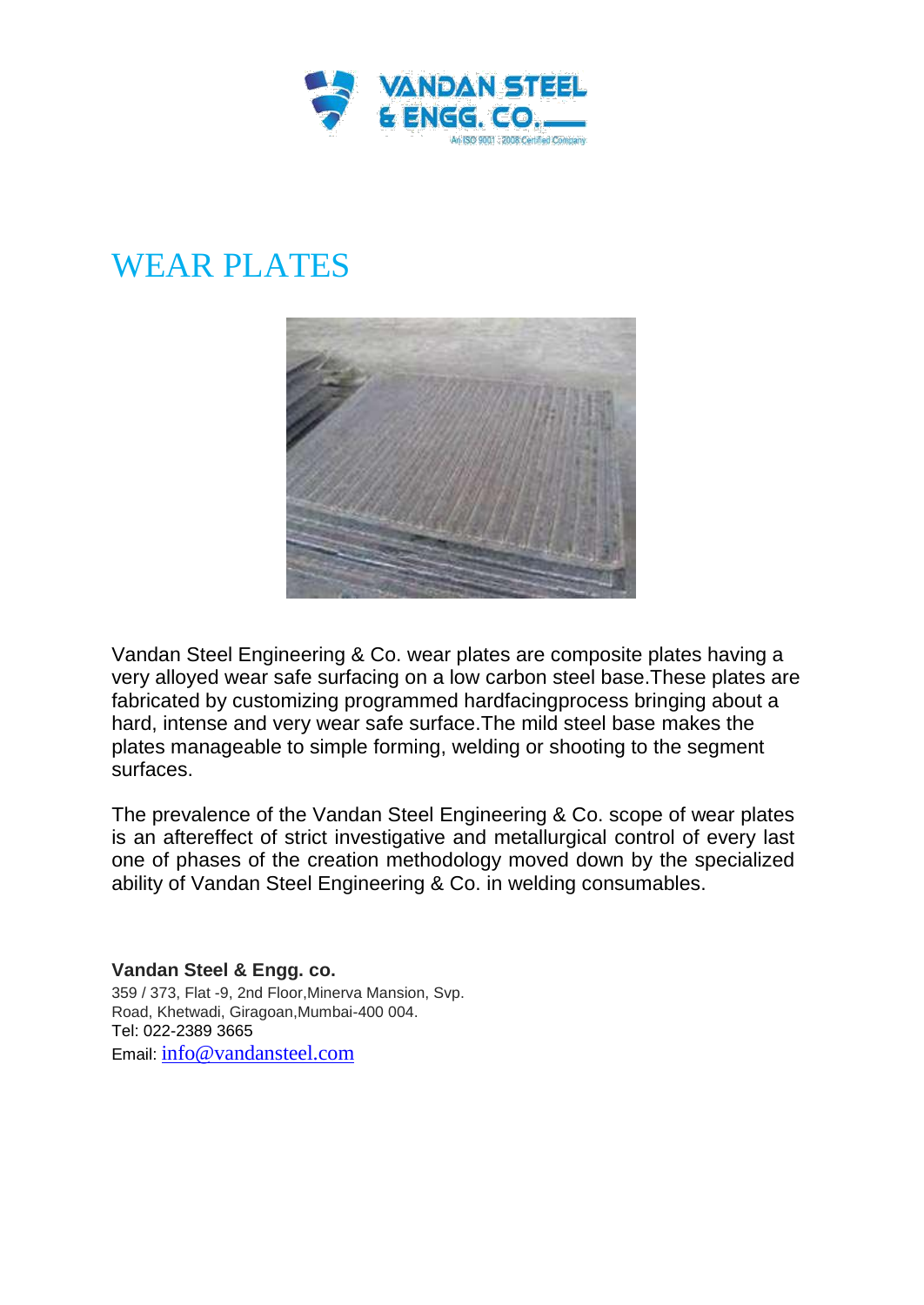# WEAR PLATES

Vandan Steel Engineering & Co. wear plates are composite plates having a very alloyed wear safe surfacing on a low carbon steel base.These plates are fabricated by customizing programmed hardfacingprocess bringing about a hard, intense and very wear safe surface.The mild steel base makes the plates manageable to simple forming, welding or shooting to the segment surfaces.

The prevalence of the Vandan Steel Engineering & Co. scope of wear plates is an aftereffect of strict investigative and metallurgical control of every last one of phases of the creation methodology moved down by the specialized ability of Vandan Steel Engineering & Co. in welding consumables.

**Vandan Steel & Engg. co.**
359 / 373, Flat -9, 2nd Floor,Minerva Mansion, Svp. Road, Khetwadi, Giragoan,Mumbai-400 004.
Tel: 022-2389 3665
Email: info@vandansteel.com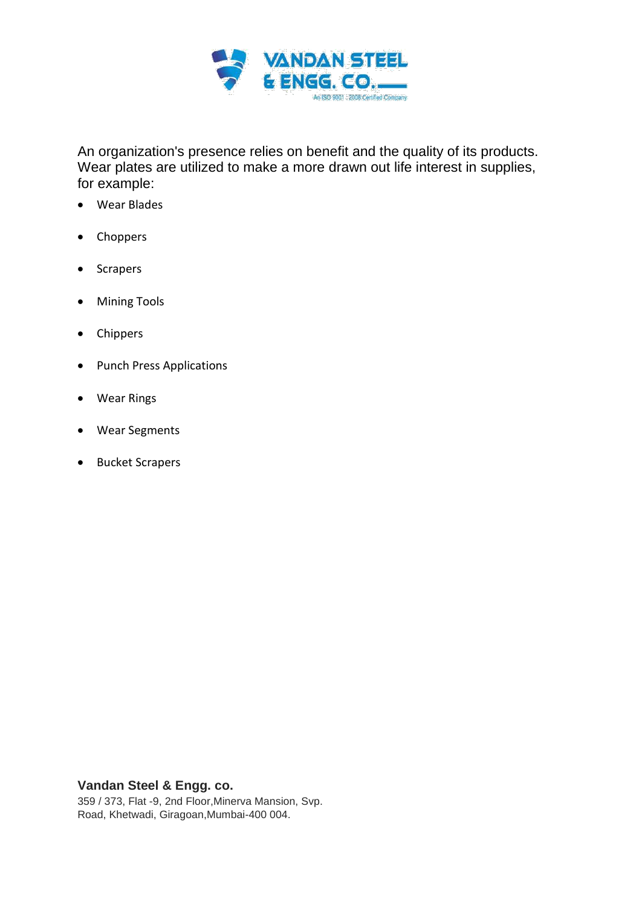An organization's presence relies on benefit and the quality of its products. Wear plates are utilized to make a more drawn out life interest in supplies, for example:

- Wear Blades
- Choppers
- Scrapers
- Mining Tools
- Chippers
- Punch Press Applications
- Wear Rings
- Wear Segments
- Bucket Scrapers

**Vandan Steel & Engg. co.**
359 / 373, Flat -9, 2nd Floor,Minerva Mansion, Svp. Road, Khetwadi, Giragoan,Mumbai-400 004.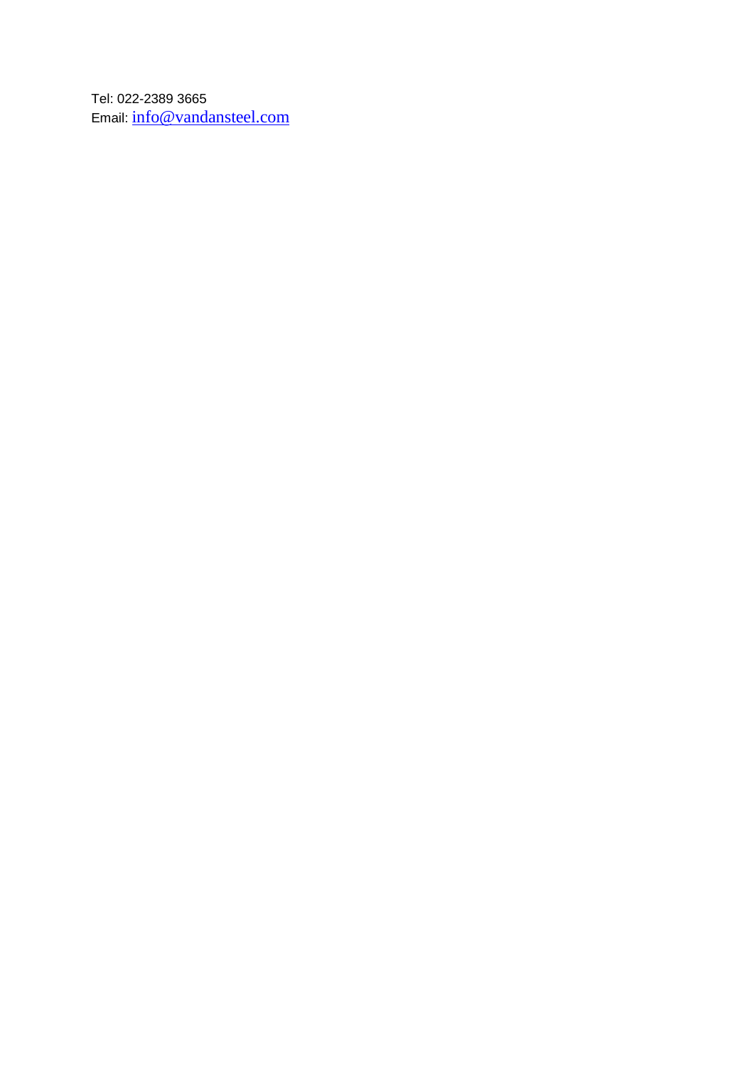Tel: 022-2389 3665
Email: info@vandansteel.com